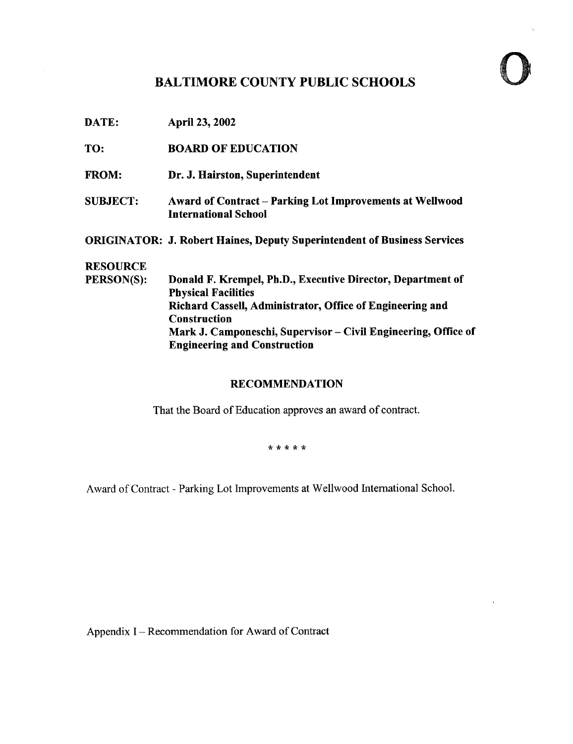# BALTIMORE COUNTY PUBLIC SCHOOLS

**DATE:** April 23, 2002

**TO:** BOARD OF EDUCATION

**FROM:** Dr. J. Hairston, Superintendent

**SUBJECT:** Award of Contract – Parking Lot Improvements at Wellwood International School

**ORIGINATOR:** J. Robert Haines, Deputy Superintendent of Business Services

**RESOURCE PERSON(S):** Donald F. Krempel, Ph.D., Executive Director, Department of Physical Facilities
Richard Cassell, Administrator, Office of Engineering and Construction
Mark J. Camponeschi, Supervisor – Civil Engineering, Office of Engineering and Construction

## RECOMMENDATION

That the Board of Education approves an award of contract.

* * * * *

Award of Contract - Parking Lot Improvements at Wellwood International School.

Appendix I – Recommendation for Award of Contract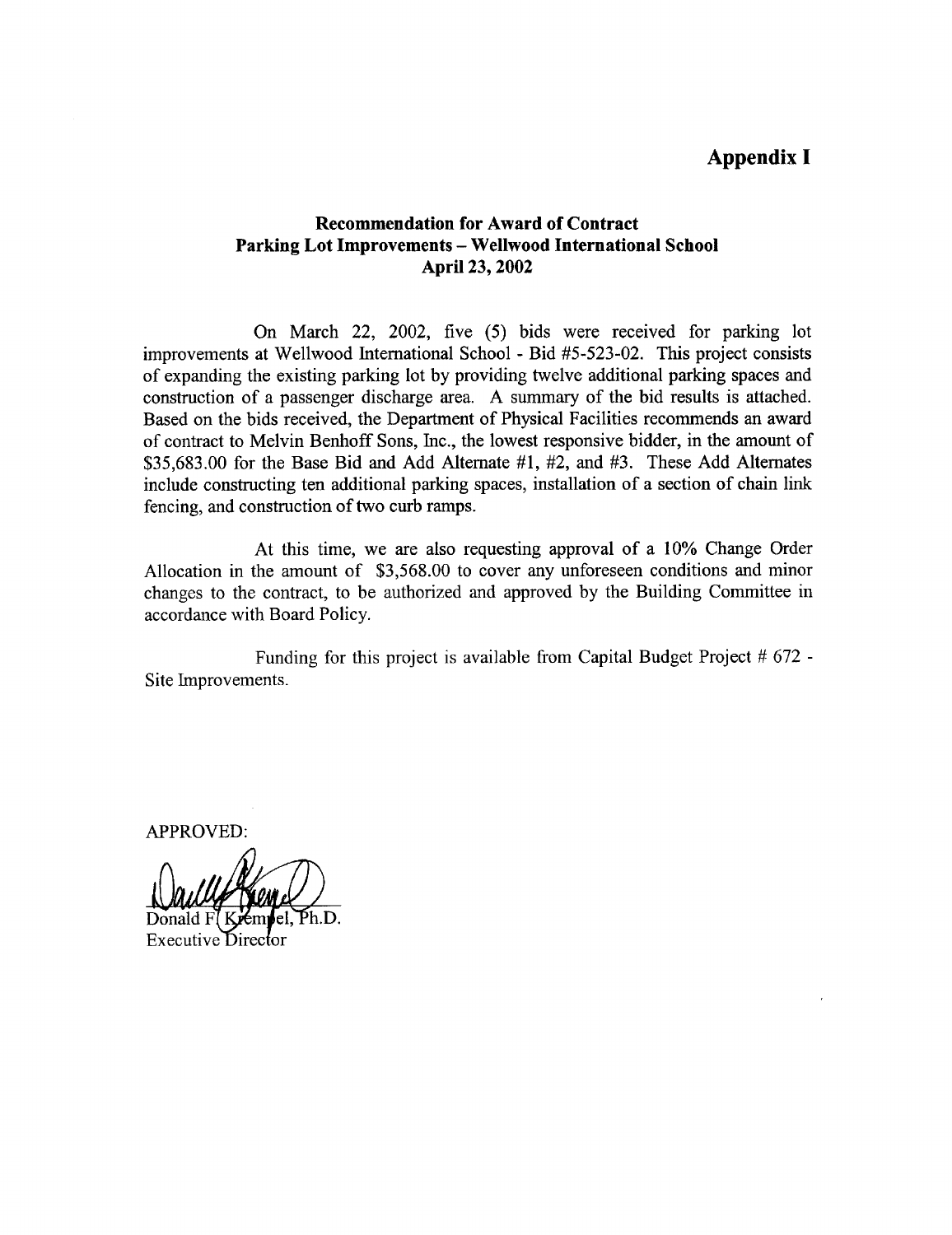# Appendix I

## Recommendation for Award of Contract
## Parking Lot Improvements – Wellwood International School
## April 23, 2002

On March 22, 2002, five (5) bids were received for parking lot improvements at Wellwood International School - Bid #5-523-02. This project consists of expanding the existing parking lot by providing twelve additional parking spaces and construction of a passenger discharge area. A summary of the bid results is attached. Based on the bids received, the Department of Physical Facilities recommends an award of contract to Melvin Benhoff Sons, Inc., the lowest responsive bidder, in the amount of $35,683.00 for the Base Bid and Add Alternate #1, #2, and #3. These Add Alternates include constructing ten additional parking spaces, installation of a section of chain link fencing, and construction of two curb ramps.

At this time, we are also requesting approval of a 10% Change Order Allocation in the amount of $3,568.00 to cover any unforeseen conditions and minor changes to the contract, to be authorized and approved by the Building Committee in accordance with Board Policy.

Funding for this project is available from Capital Budget Project # 672 - Site Improvements.

APPROVED:

Donald F. Kempel, Ph.D.
Executive Director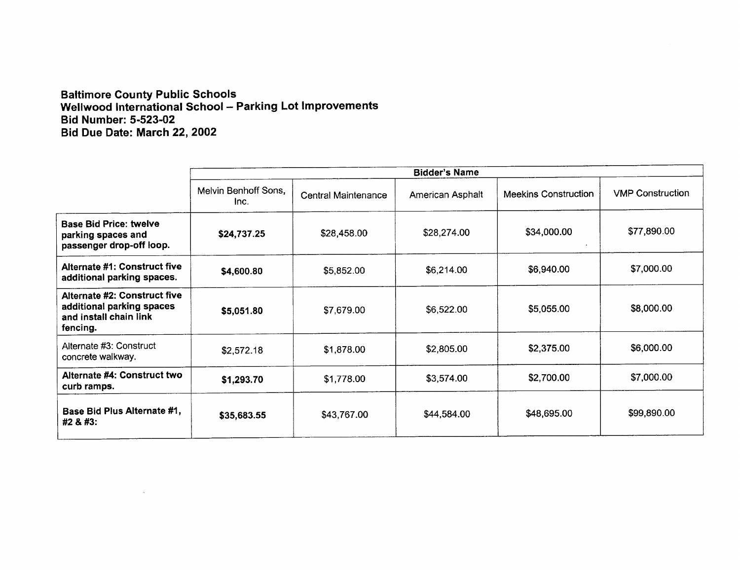**Baltimore County Public Schools**
**Wellwood International School – Parking Lot Improvements**
**Bid Number: 5-523-02**
**Bid Due Date: March 22, 2002**

| | **Bidder's Name** | | | | |
|---|---|---|---|---|---|
| | Melvin Benhoff Sons, Inc. | Central Maintenance | American Asphalt | Meekins Construction | VMP Construction |
| **Base Bid Price: twelve parking spaces and passenger drop-off loop.** | **$24,737.25** | $28,458.00 | $28,274.00 | $34,000.00 | $77,890.00 |
| **Alternate #1: Construct five additional parking spaces.** | **$4,600.80** | $5,852.00 | $6,214.00 | $6,940.00 | $7,000.00 |
| **Alternate #2: Construct five additional parking spaces and install chain link fencing.** | **$5,051.80** | $7,679.00 | $6,522.00 | $5,055.00 | $8,000.00 |
| Alternate #3: Construct concrete walkway. | $2,572.18 | $1,878.00 | $2,805.00 | $2,375.00 | $6,000.00 |
| **Alternate #4: Construct two curb ramps.** | **$1,293.70** | $1,778.00 | $3,574.00 | $2,700.00 | $7,000.00 |
| **Base Bid Plus Alternate #1, #2 & #3:** | **$35,683.55** | $43,767.00 | $44,584.00 | $48,695.00 | $99,890.00 |